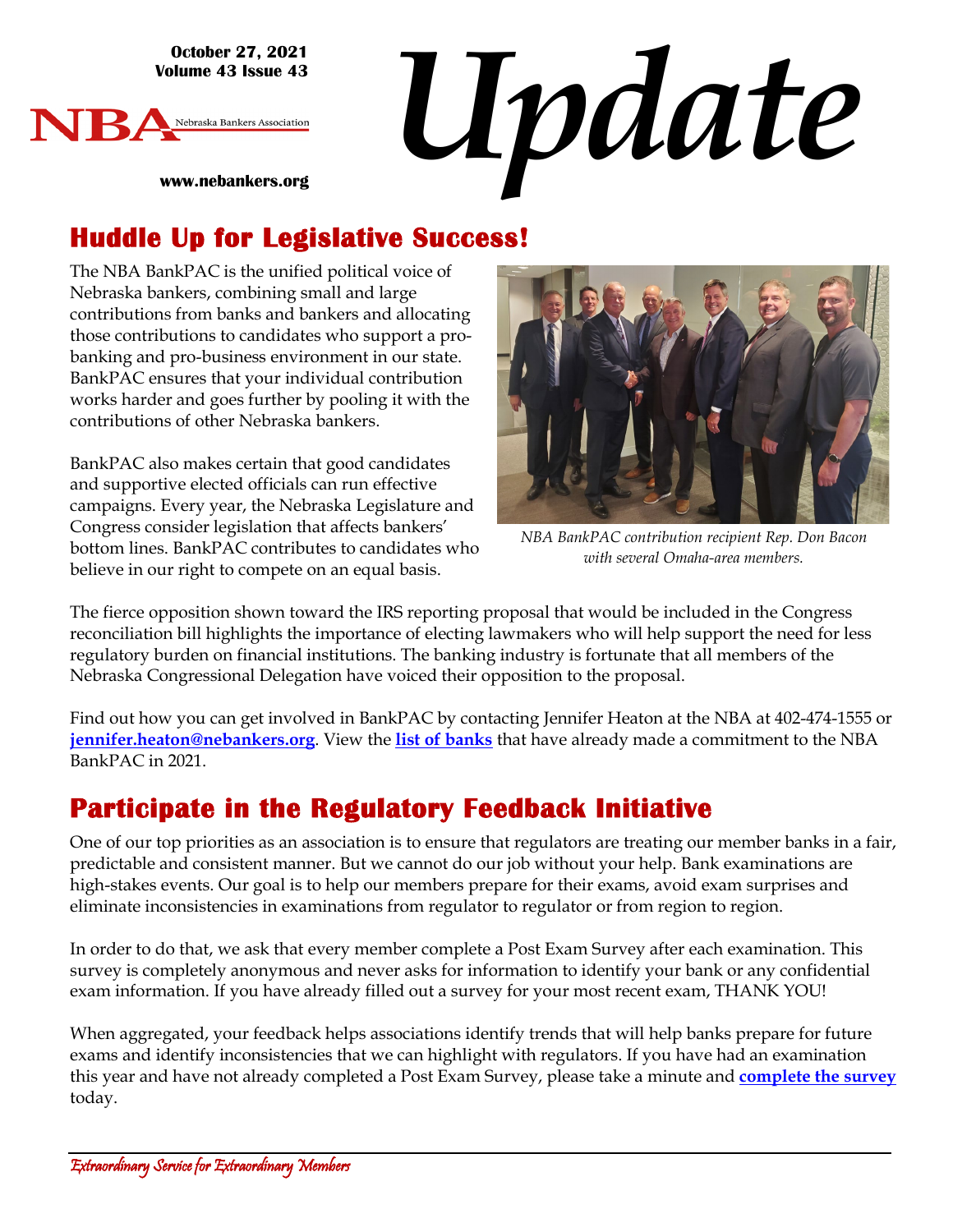October 27, 2021
Volume 43 Issue 43

NBA Nebraska Bankers Association

www.nebankers.org

# Update

## Huddle Up for Legislative Success!

The NBA BankPAC is the unified political voice of Nebraska bankers, combining small and large contributions from banks and bankers and allocating those contributions to candidates who support a pro-banking and pro-business environment in our state. BankPAC ensures that your individual contribution works harder and goes further by pooling it with the contributions of other Nebraska bankers.

BankPAC also makes certain that good candidates and supportive elected officials can run effective campaigns. Every year, the Nebraska Legislature and Congress consider legislation that affects bankers' bottom lines. BankPAC contributes to candidates who believe in our right to compete on an equal basis.

*NBA BankPAC contribution recipient Rep. Don Bacon with several Omaha-area members.*

The fierce opposition shown toward the IRS reporting proposal that would be included in the Congress reconciliation bill highlights the importance of electing lawmakers who will help support the need for less regulatory burden on financial institutions. The banking industry is fortunate that all members of the Nebraska Congressional Delegation have voiced their opposition to the proposal.

Find out how you can get involved in BankPAC by contacting Jennifer Heaton at the NBA at 402-474-1555 or **jennifer.heaton@nebankers.org**. View the **list of banks** that have already made a commitment to the NBA BankPAC in 2021.

## Participate in the Regulatory Feedback Initiative

One of our top priorities as an association is to ensure that regulators are treating our member banks in a fair, predictable and consistent manner. But we cannot do our job without your help. Bank examinations are high-stakes events. Our goal is to help our members prepare for their exams, avoid exam surprises and eliminate inconsistencies in examinations from regulator to regulator or from region to region.

In order to do that, we ask that every member complete a Post Exam Survey after each examination. This survey is completely anonymous and never asks for information to identify your bank or any confidential exam information. If you have already filled out a survey for your most recent exam, THANK YOU!

When aggregated, your feedback helps associations identify trends that will help banks prepare for future exams and identify inconsistencies that we can highlight with regulators. If you have had an examination this year and have not already completed a Post Exam Survey, please take a minute and **complete the survey** today.

*Extraordinary Service for Extraordinary Members*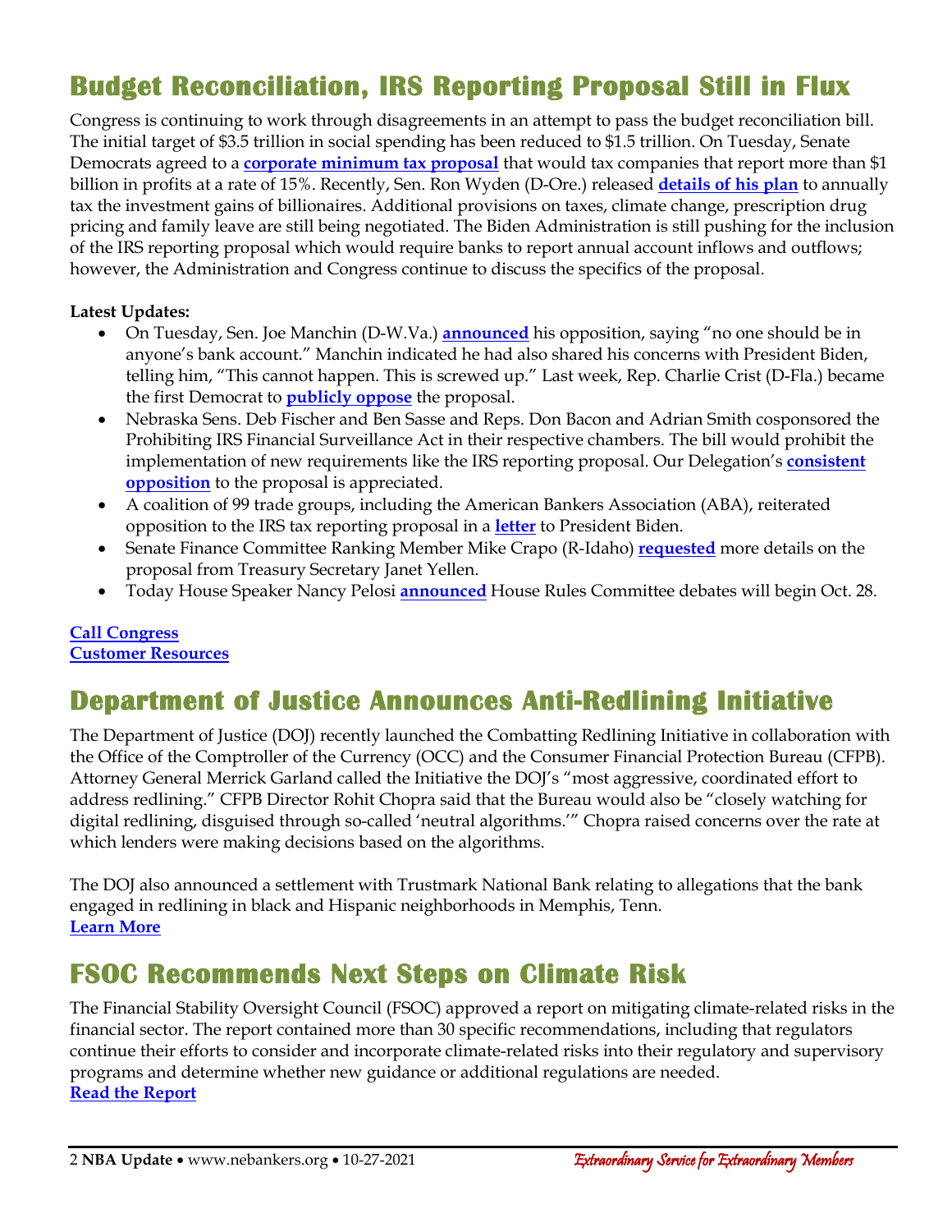# Budget Reconciliation, IRS Reporting Proposal Still in Flux

Congress is continuing to work through disagreements in an attempt to pass the budget reconciliation bill. The initial target of $3.5 trillion in social spending has been reduced to $1.5 trillion. On Tuesday, Senate Democrats agreed to a **corporate minimum tax proposal** that would tax companies that report more than $1 billion in profits at a rate of 15%. Recently, Sen. Ron Wyden (D-Ore.) released **details of his plan** to annually tax the investment gains of billionaires. Additional provisions on taxes, climate change, prescription drug pricing and family leave are still being negotiated. The Biden Administration is still pushing for the inclusion of the IRS reporting proposal which would require banks to report annual account inflows and outflows; however, the Administration and Congress continue to discuss the specifics of the proposal.

**Latest Updates:**

- On Tuesday, Sen. Joe Manchin (D-W.Va.) **announced** his opposition, saying "no one should be in anyone's bank account." Manchin indicated he had also shared his concerns with President Biden, telling him, "This cannot happen. This is screwed up." Last week, Rep. Charlie Crist (D-Fla.) became the first Democrat to **publicly oppose** the proposal.
- Nebraska Sens. Deb Fischer and Ben Sasse and Reps. Don Bacon and Adrian Smith cosponsored the Prohibiting IRS Financial Surveillance Act in their respective chambers. The bill would prohibit the implementation of new requirements like the IRS reporting proposal. Our Delegation's **consistent opposition** to the proposal is appreciated.
- A coalition of 99 trade groups, including the American Bankers Association (ABA), reiterated opposition to the IRS tax reporting proposal in a **letter** to President Biden.
- Senate Finance Committee Ranking Member Mike Crapo (R-Idaho) **requested** more details on the proposal from Treasury Secretary Janet Yellen.
- Today House Speaker Nancy Pelosi **announced** House Rules Committee debates will begin Oct. 28.

**Call Congress**
**Customer Resources**

# Department of Justice Announces Anti-Redlining Initiative

The Department of Justice (DOJ) recently launched the Combatting Redlining Initiative in collaboration with the Office of the Comptroller of the Currency (OCC) and the Consumer Financial Protection Bureau (CFPB). Attorney General Merrick Garland called the Initiative the DOJ's "most aggressive, coordinated effort to address redlining." CFPB Director Rohit Chopra said that the Bureau would also be "closely watching for digital redlining, disguised through so-called 'neutral algorithms.'" Chopra raised concerns over the rate at which lenders were making decisions based on the algorithms.

The DOJ also announced a settlement with Trustmark National Bank relating to allegations that the bank engaged in redlining in black and Hispanic neighborhoods in Memphis, Tenn.
**Learn More**

# FSOC Recommends Next Steps on Climate Risk

The Financial Stability Oversight Council (FSOC) approved a report on mitigating climate-related risks in the financial sector. The report contained more than 30 specific recommendations, including that regulators continue their efforts to consider and incorporate climate-related risks into their regulatory and supervisory programs and determine whether new guidance or additional regulations are needed.
**Read the Report**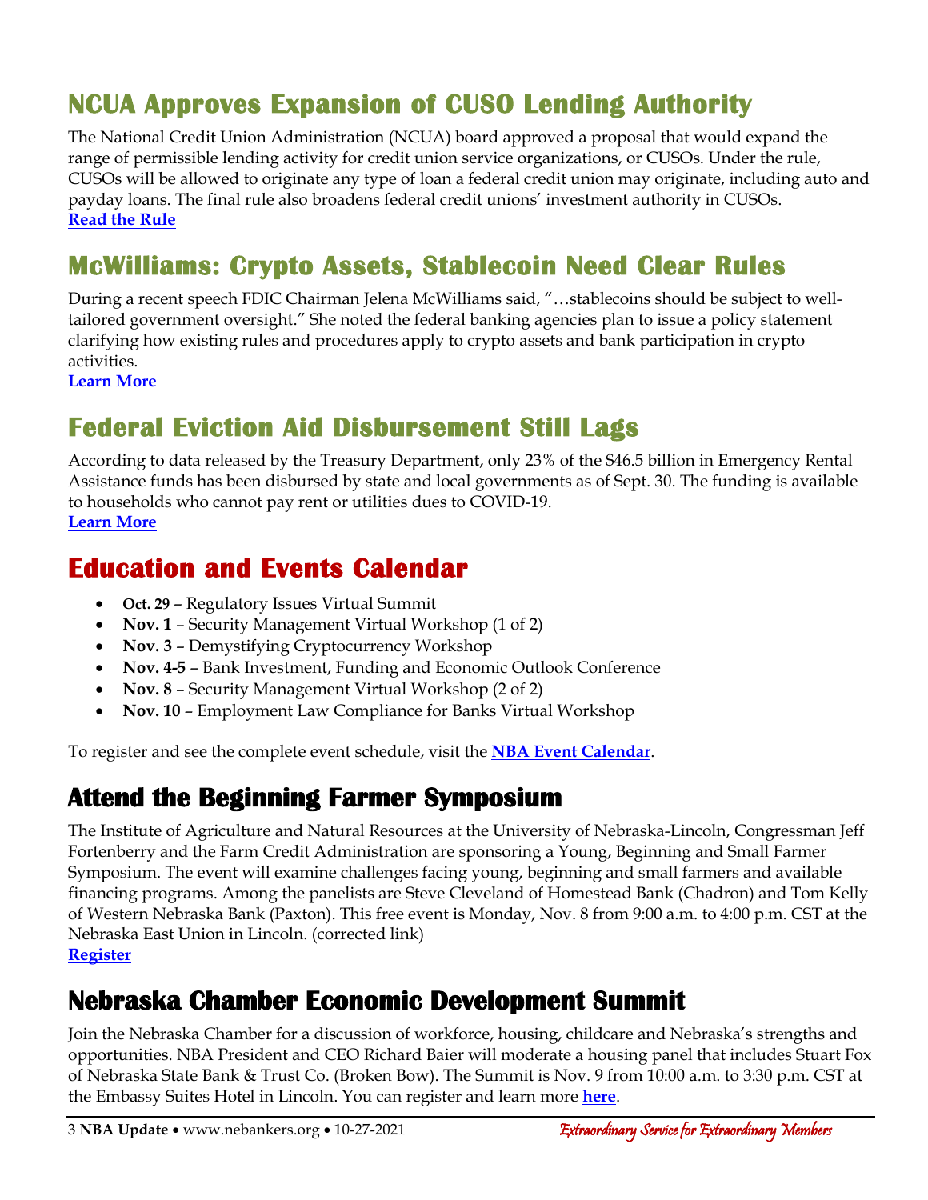## NCUA Approves Expansion of CUSO Lending Authority

The National Credit Union Administration (NCUA) board approved a proposal that would expand the range of permissible lending activity for credit union service organizations, or CUSOs. Under the rule, CUSOs will be allowed to originate any type of loan a federal credit union may originate, including auto and payday loans. The final rule also broadens federal credit unions' investment authority in CUSOs.
**Read the Rule**

## McWilliams: Crypto Assets, Stablecoin Need Clear Rules

During a recent speech FDIC Chairman Jelena McWilliams said, "…stablecoins should be subject to well-tailored government oversight." She noted the federal banking agencies plan to issue a policy statement clarifying how existing rules and procedures apply to crypto assets and bank participation in crypto activities.
**Learn More**

## Federal Eviction Aid Disbursement Still Lags

According to data released by the Treasury Department, only 23% of the $46.5 billion in Emergency Rental Assistance funds has been disbursed by state and local governments as of Sept. 30. The funding is available to households who cannot pay rent or utilities dues to COVID-19.
**Learn More**

## Education and Events Calendar

- **Oct. 29** – Regulatory Issues Virtual Summit
- **Nov. 1** – Security Management Virtual Workshop (1 of 2)
- **Nov. 3** – Demystifying Cryptocurrency Workshop
- **Nov. 4-5** – Bank Investment, Funding and Economic Outlook Conference
- **Nov. 8** – Security Management Virtual Workshop (2 of 2)
- **Nov. 10** – Employment Law Compliance for Banks Virtual Workshop

To register and see the complete event schedule, visit the **NBA Event Calendar**.

## Attend the Beginning Farmer Symposium

The Institute of Agriculture and Natural Resources at the University of Nebraska-Lincoln, Congressman Jeff Fortenberry and the Farm Credit Administration are sponsoring a Young, Beginning and Small Farmer Symposium. The event will examine challenges facing young, beginning and small farmers and available financing programs. Among the panelists are Steve Cleveland of Homestead Bank (Chadron) and Tom Kelly of Western Nebraska Bank (Paxton). This free event is Monday, Nov. 8 from 9:00 a.m. to 4:00 p.m. CST at the Nebraska East Union in Lincoln. (corrected link)
**Register**

## Nebraska Chamber Economic Development Summit

Join the Nebraska Chamber for a discussion of workforce, housing, childcare and Nebraska's strengths and opportunities. NBA President and CEO Richard Baier will moderate a housing panel that includes Stuart Fox of Nebraska State Bank & Trust Co. (Broken Bow). The Summit is Nov. 9 from 10:00 a.m. to 3:30 p.m. CST at the Embassy Suites Hotel in Lincoln. You can register and learn more **here**.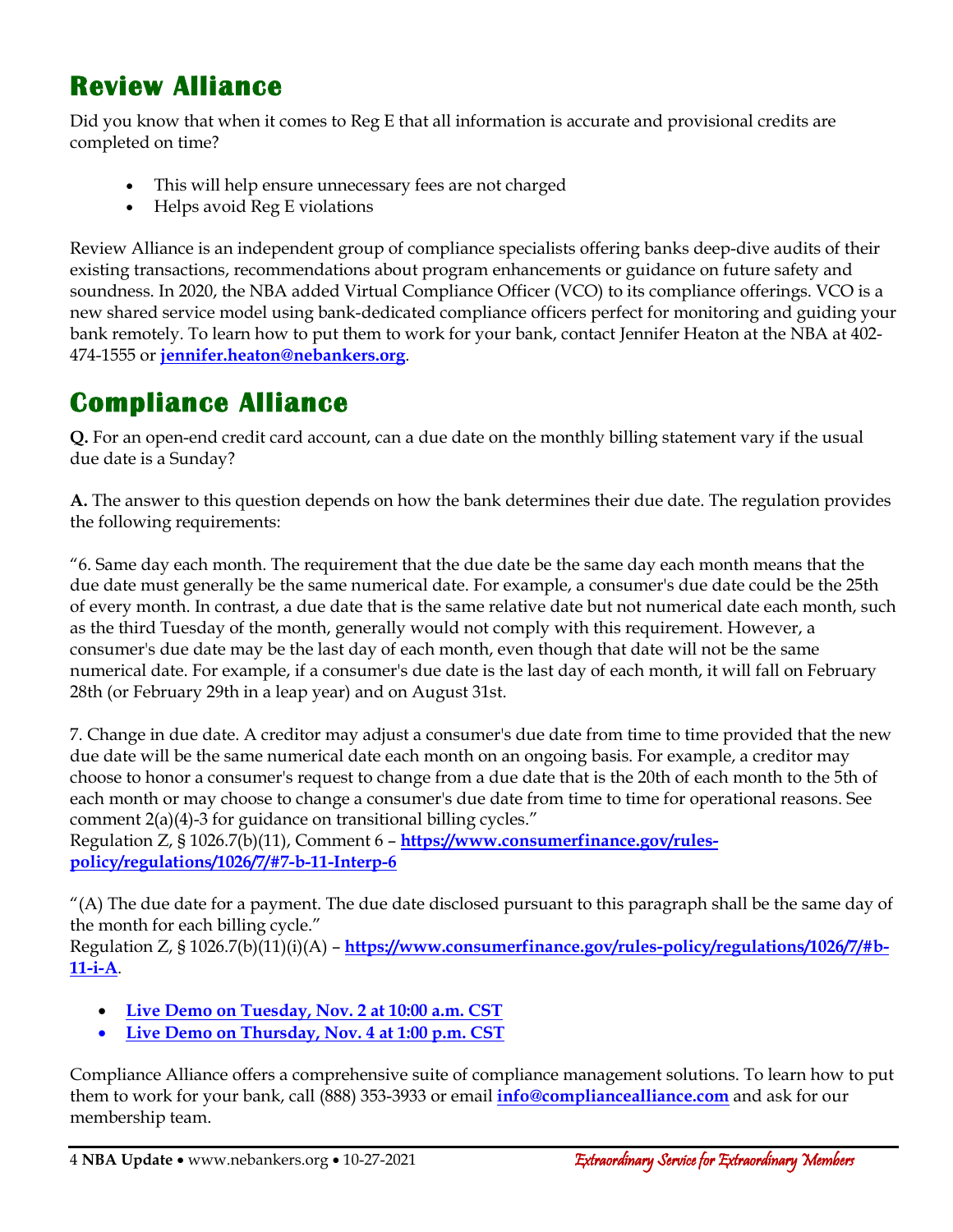# Review Alliance

Did you know that when it comes to Reg E that all information is accurate and provisional credits are completed on time?

- This will help ensure unnecessary fees are not charged
- Helps avoid Reg E violations

Review Alliance is an independent group of compliance specialists offering banks deep-dive audits of their existing transactions, recommendations about program enhancements or guidance on future safety and soundness. In 2020, the NBA added Virtual Compliance Officer (VCO) to its compliance offerings. VCO is a new shared service model using bank-dedicated compliance officers perfect for monitoring and guiding your bank remotely. To learn how to put them to work for your bank, contact Jennifer Heaton at the NBA at 402-474-1555 or **jennifer.heaton@nebankers.org**.

# Compliance Alliance

**Q.** For an open-end credit card account, can a due date on the monthly billing statement vary if the usual due date is a Sunday?

**A.** The answer to this question depends on how the bank determines their due date. The regulation provides the following requirements:

"6. Same day each month. The requirement that the due date be the same day each month means that the due date must generally be the same numerical date. For example, a consumer's due date could be the 25th of every month. In contrast, a due date that is the same relative date but not numerical date each month, such as the third Tuesday of the month, generally would not comply with this requirement. However, a consumer's due date may be the last day of each month, even though that date will not be the same numerical date. For example, if a consumer's due date is the last day of each month, it will fall on February 28th (or February 29th in a leap year) and on August 31st.

7. Change in due date. A creditor may adjust a consumer's due date from time to time provided that the new due date will be the same numerical date each month on an ongoing basis. For example, a creditor may choose to honor a consumer's request to change from a due date that is the 20th of each month to the 5th of each month or may choose to change a consumer's due date from time to time for operational reasons. See comment 2(a)(4)-3 for guidance on transitional billing cycles."
Regulation Z, § 1026.7(b)(11), Comment 6 – **https://www.consumerfinance.gov/rules-policy/regulations/1026/7/#7-b-11-Interp-6**

"(A) The due date for a payment. The due date disclosed pursuant to this paragraph shall be the same day of the month for each billing cycle."
Regulation Z, § 1026.7(b)(11)(i)(A) – **https://www.consumerfinance.gov/rules-policy/regulations/1026/7/#b-11-i-A**.

- **Live Demo on Tuesday, Nov. 2 at 10:00 a.m. CST**
- **Live Demo on Thursday, Nov. 4 at 1:00 p.m. CST**

Compliance Alliance offers a comprehensive suite of compliance management solutions. To learn how to put them to work for your bank, call (888) 353-3933 or email **info@compliancealliance.com** and ask for our membership team.